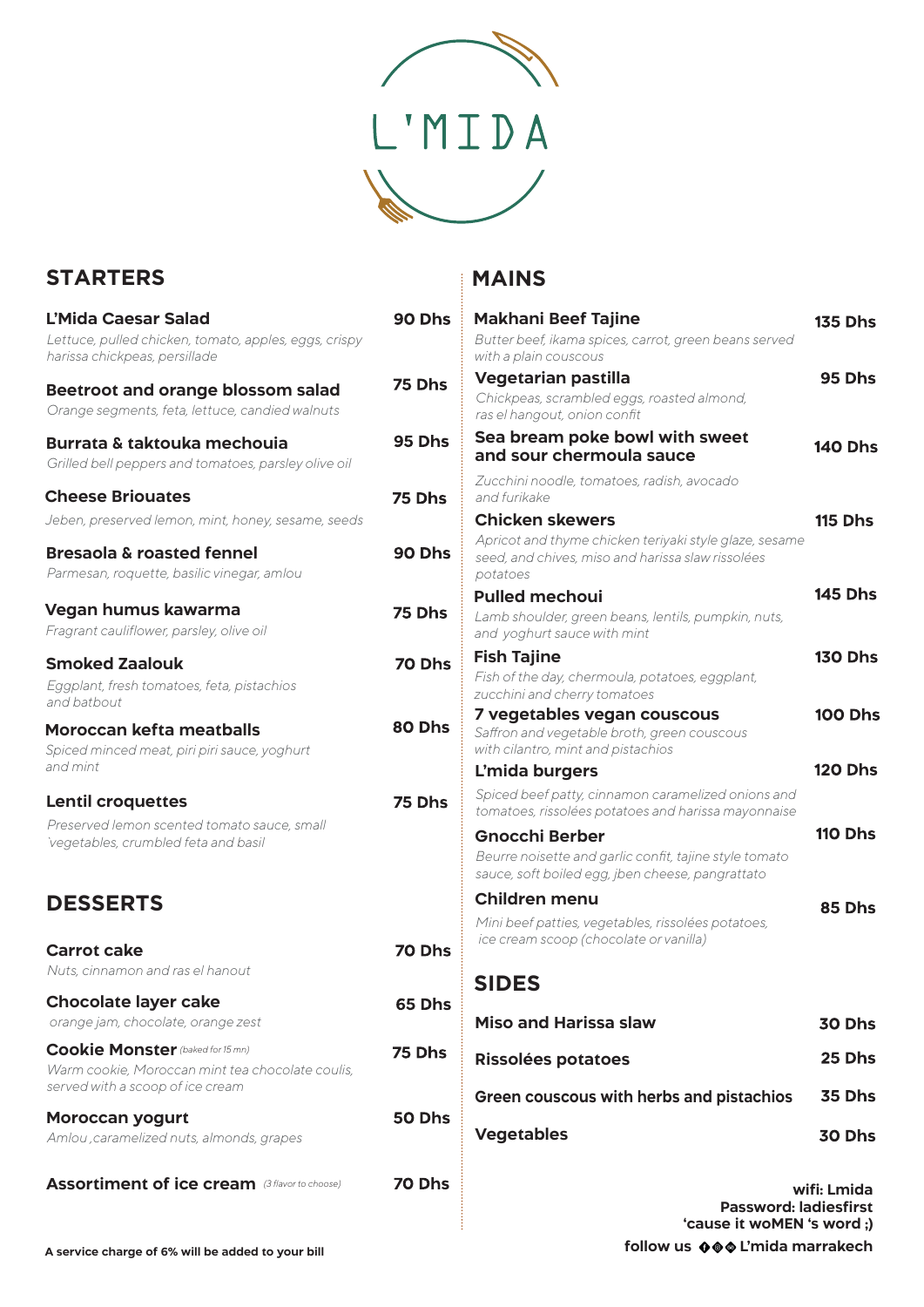# L'MIDA

## STARTERS

**L'Mida Caesar Salad** — 90 Dhs
*Lettuce, pulled chicken, tomato, apples, eggs, crispy harissa chickpeas, persillade*

**Beetroot and orange blossom salad** — 75 Dhs
*Orange segments, feta, lettuce, candied walnuts*

**Burrata & taktouka mechouia** — 95 Dhs
*Grilled bell peppers and tomatoes, parsley olive oil*

**Cheese Briouates** — 75 Dhs
*Jeben, preserved lemon, mint, honey, sesame, seeds*

**Bresaola & roasted fennel** — 90 Dhs
*Parmesan, roquette, basilic vinegar, amlou*

**Vegan humus kawarma** — 75 Dhs
*Fragrant cauliflower, parsley, olive oil*

**Smoked Zaalouk** — 70 Dhs
*Eggplant, fresh tomatoes, feta, pistachios and batbout*

**Moroccan kefta meatballs** — 80 Dhs
*Spiced minced meat, piri piri sauce, yoghurt and mint*

**Lentil croquettes** — 75 Dhs
*Preserved lemon scented tomato sauce, small vegetables, crumbled feta and basil*

## DESSERTS

**Carrot cake** — 70 Dhs
*Nuts, cinnamon and ras el hanout*

**Chocolate layer cake** — 65 Dhs
*orange jam, chocolate, orange zest*

**Cookie Monster** *(baked for 15 mn)* — 75 Dhs
*Warm cookie, Moroccan mint tea chocolate coulis, served with a scoop of ice cream*

**Moroccan yogurt** — 50 Dhs
*Amlou ,caramelized nuts, almonds, grapes*

**Assortiment of ice cream** *(3 flavor to choose)* — 70 Dhs

**A service charge of 6% will be added to your bill**

## MAINS

**Makhani Beef Tajine** — 135 Dhs
*Butter beef, ikama spices, carrot, green beans served with a plain couscous*

**Vegetarian pastilla** — 95 Dhs
*Chickpeas, scrambled eggs, roasted almond, ras el hangout, onion confit*

**Sea bream poke bowl with sweet and sour chermoula sauce** — 140 Dhs
*Zucchini noodle, tomatoes, radish, avocado and furikake*

**Chicken skewers** — 115 Dhs
*Apricot and thyme chicken teriyaki style glaze, sesame seed, and chives, miso and harissa slaw rissolées potatoes*

**Pulled mechoui** — 145 Dhs
*Lamb shoulder, green beans, lentils, pumpkin, nuts, and yoghurt sauce with mint*

**Fish Tajine** — 130 Dhs
*Fish of the day, chermoula, potatoes, eggplant, zucchini and cherry tomatoes*

**7 vegetables vegan couscous** — 100 Dhs
*Saffron and vegetable broth, green couscous with cilantro, mint and pistachios*

**L'mida burgers** — 120 Dhs
*Spiced beef patty, cinnamon caramelized onions and tomatoes, rissolées potatoes and harissa mayonnaise*

**Gnocchi Berber** — 110 Dhs
*Beurre noisette and garlic confit, tajine style tomato sauce, soft boiled egg, jben cheese, pangrattato*

**Children menu** — 85 Dhs
*Mini beef patties, vegetables, rissolées potatoes, ice cream scoop (chocolate or vanilla)*

## SIDES

**Miso and Harissa slaw** — 30 Dhs

**Rissolées potatoes** — 25 Dhs

**Green couscous with herbs and pistachios** — 35 Dhs

**Vegetables** — 30 Dhs

**wifi: Lmida**
**Password: ladiesfirst**
**'cause it woMEN 's word ;)**

**follow us L'mida marrakech**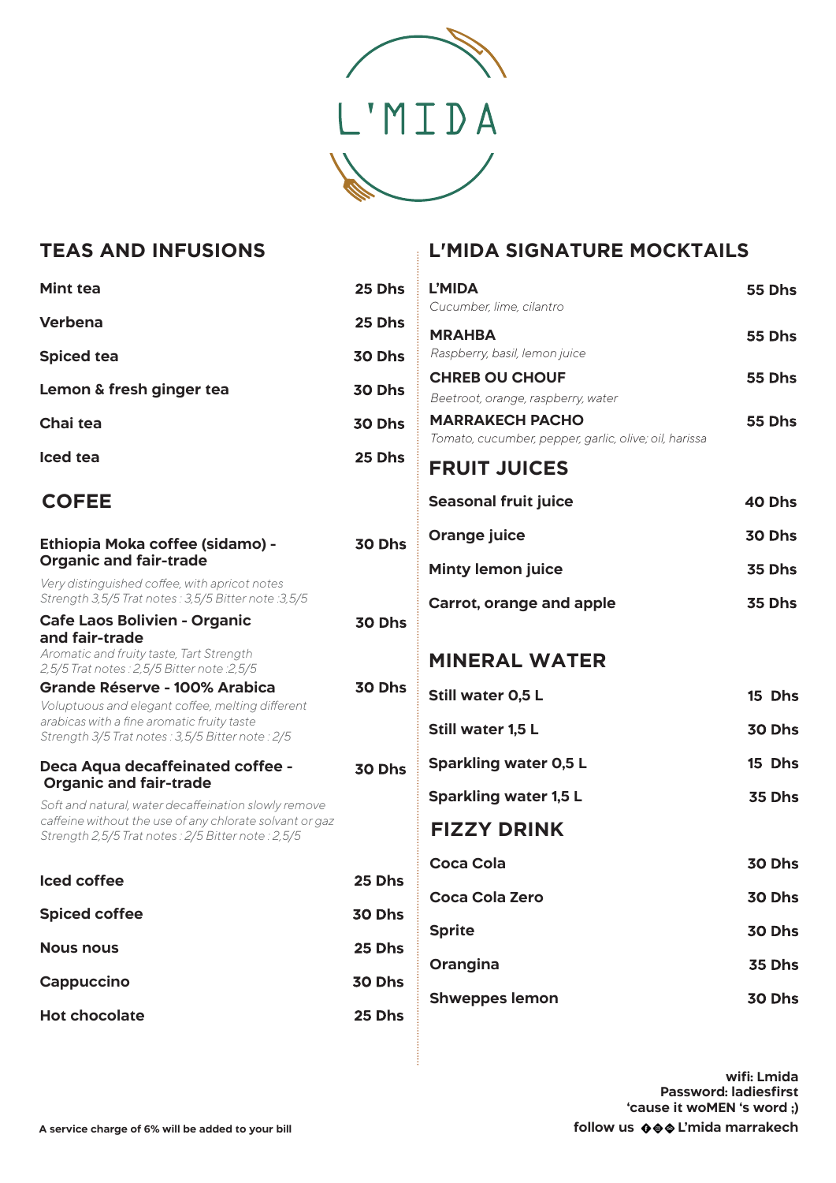# L'MIDA

## TEAS AND INFUSIONS

| | |
|---|---|
| **Mint tea** | **25 Dhs** |
| **Verbena** | **25 Dhs** |
| **Spiced tea** | **30 Dhs** |
| **Lemon & fresh ginger tea** | **30 Dhs** |
| **Chai tea** | **30 Dhs** |
| **Iced tea** | **25 Dhs** |

## COFEE

**Ethiopia Moka coffee (sidamo) - Organic and fair-trade** — **30 Dhs**
*Very distinguished coffee, with apricot notes*
*Strength 3,5/5 Trat notes : 3,5/5 Bitter note :3,5/5*

**Cafe Laos Bolivien - Organic and fair-trade** — **30 Dhs**
*Aromatic and fruity taste, Tart Strength*
*2,5/5 Trat notes : 2,5/5 Bitter note :2,5/5*

**Grande Réserve - 100% Arabica** — **30 Dhs**
*Voluptuous and elegant coffee, melting different arabicas with a fine aromatic fruity taste*
*Strength 3/5 Trat notes : 3,5/5 Bitter note : 2/5*

**Deca Aqua decaffeinated coffee - Organic and fair-trade** — **30 Dhs**
*Soft and natural, water decaffeination slowly remove caffeine without the use of any chlorate solvant or gaz*
*Strength 2,5/5 Trat notes : 2/5 Bitter note : 2,5/5*

| | |
|---|---|
| **Iced coffee** | **25 Dhs** |
| **Spiced coffee** | **30 Dhs** |
| **Nous nous** | **25 Dhs** |
| **Cappuccino** | **30 Dhs** |
| **Hot chocolate** | **25 Dhs** |

## L'MIDA SIGNATURE MOCKTAILS

**L'MIDA** — **55 Dhs**
*Cucumber, lime, cilantro*

**MRAHBA** — **55 Dhs**
*Raspberry, basil, lemon juice*

**CHREB OU CHOUF** — **55 Dhs**
*Beetroot, orange, raspberry, water*

**MARRAKECH PACHO** — **55 Dhs**
*Tomato, cucumber, pepper, garlic, olive; oil, harissa*

## FRUIT JUICES

| | |
|---|---|
| **Seasonal fruit juice** | **40 Dhs** |
| **Orange juice** | **30 Dhs** |
| **Minty lemon juice** | **35 Dhs** |
| **Carrot, orange and apple** | **35 Dhs** |

## MINERAL WATER

| | |
|---|---|
| **Still water 0,5 L** | **15 Dhs** |
| **Still water 1,5 L** | **30 Dhs** |
| **Sparkling water 0,5 L** | **15 Dhs** |
| **Sparkling water 1,5 L** | **35 Dhs** |

## FIZZY DRINK

| | |
|---|---|
| **Coca Cola** | **30 Dhs** |
| **Coca Cola Zero** | **30 Dhs** |
| **Sprite** | **30 Dhs** |
| **Orangina** | **35 Dhs** |
| **Shweppes lemon** | **30 Dhs** |

**A service charge of 6% will be added to your bill**

**wifi: Lmida**
**Password: ladiesfirst**
**'cause it woMEN 's word ;)**
**follow us L'mida marrakech**